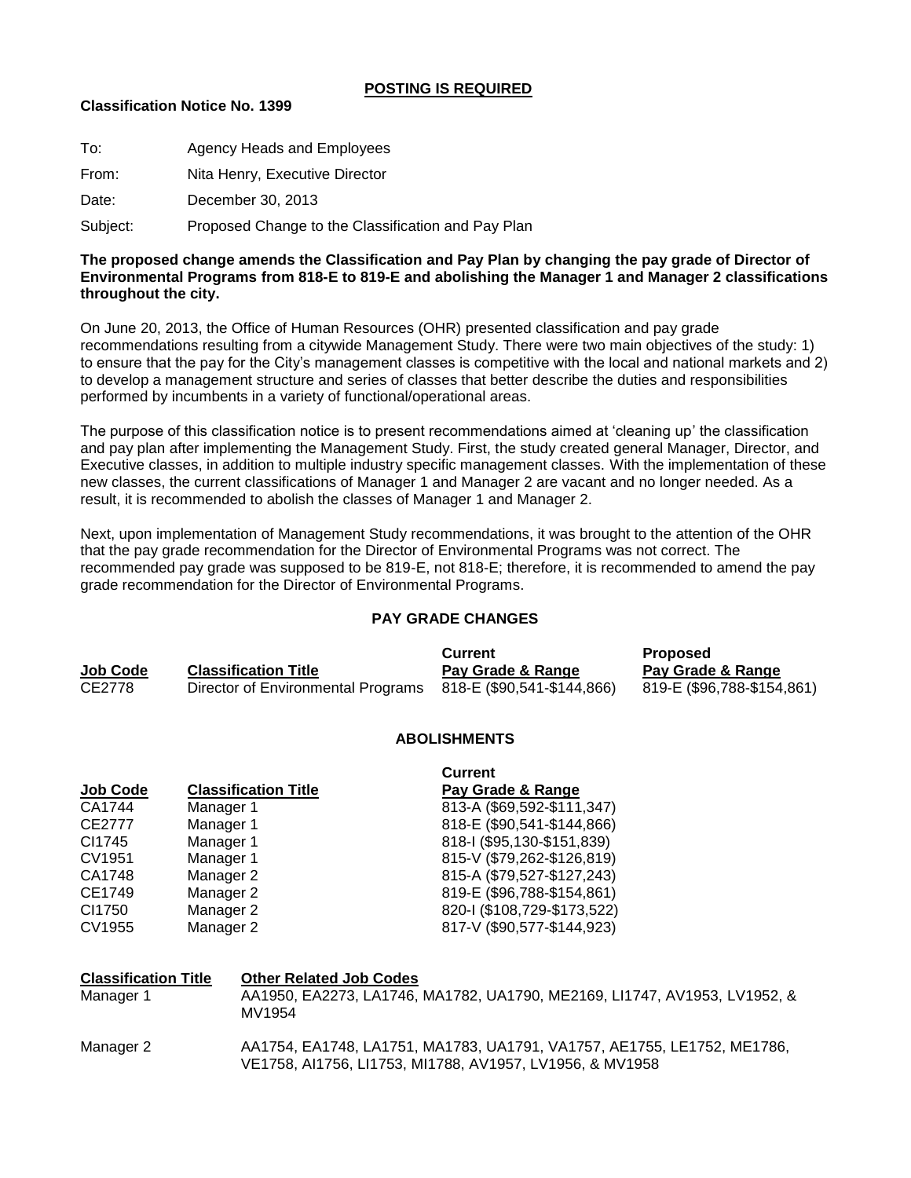**POSTING IS REQUIRED**

**Classification Notice No. 1399**

To: Agency Heads and Employees

From: Nita Henry, Executive Director

Date: December 30, 2013

Subject: Proposed Change to the Classification and Pay Plan

**The proposed change amends the Classification and Pay Plan by changing the pay grade of Director of Environmental Programs from 818-E to 819-E and abolishing the Manager 1 and Manager 2 classifications throughout the city.**

On June 20, 2013, the Office of Human Resources (OHR) presented classification and pay grade recommendations resulting from a citywide Management Study. There were two main objectives of the study: 1) to ensure that the pay for the City's management classes is competitive with the local and national markets and 2) to develop a management structure and series of classes that better describe the duties and responsibilities performed by incumbents in a variety of functional/operational areas.

The purpose of this classification notice is to present recommendations aimed at 'cleaning up' the classification and pay plan after implementing the Management Study. First, the study created general Manager, Director, and Executive classes, in addition to multiple industry specific management classes. With the implementation of these new classes, the current classifications of Manager 1 and Manager 2 are vacant and no longer needed. As a result, it is recommended to abolish the classes of Manager 1 and Manager 2.

Next, upon implementation of Management Study recommendations, it was brought to the attention of the OHR that the pay grade recommendation for the Director of Environmental Programs was not correct. The recommended pay grade was supposed to be 819-E, not 818-E; therefore, it is recommended to amend the pay grade recommendation for the Director of Environmental Programs.

**PAY GRADE CHANGES**

| Job Code | Classification Title | Current Pay Grade & Range | Proposed Pay Grade & Range |
|---|---|---|---|
| CE2778 | Director of Environmental Programs | 818-E ($90,541-$144,866) | 819-E ($96,788-$154,861) |

**ABOLISHMENTS**

| Job Code | Classification Title | Current Pay Grade & Range |
|---|---|---|
| CA1744 | Manager 1 | 813-A ($69,592-$111,347) |
| CE2777 | Manager 1 | 818-E ($90,541-$144,866) |
| CI1745 | Manager 1 | 818-I ($95,130-$151,839) |
| CV1951 | Manager 1 | 815-V ($79,262-$126,819) |
| CA1748 | Manager 2 | 815-A ($79,527-$127,243) |
| CE1749 | Manager 2 | 819-E ($96,788-$154,861) |
| CI1750 | Manager 2 | 820-I ($108,729-$173,522) |
| CV1955 | Manager 2 | 817-V ($90,577-$144,923) |

| Classification Title | Other Related Job Codes |
|---|---|
| Manager 1 | AA1950, EA2273, LA1746, MA1782, UA1790, ME2169, LI1747, AV1953, LV1952, & MV1954 |
| Manager 2 | AA1754, EA1748, LA1751, MA1783, UA1791, VA1757, AE1755, LE1752, ME1786, VE1758, AI1756, LI1753, MI1788, AV1957, LV1956, & MV1958 |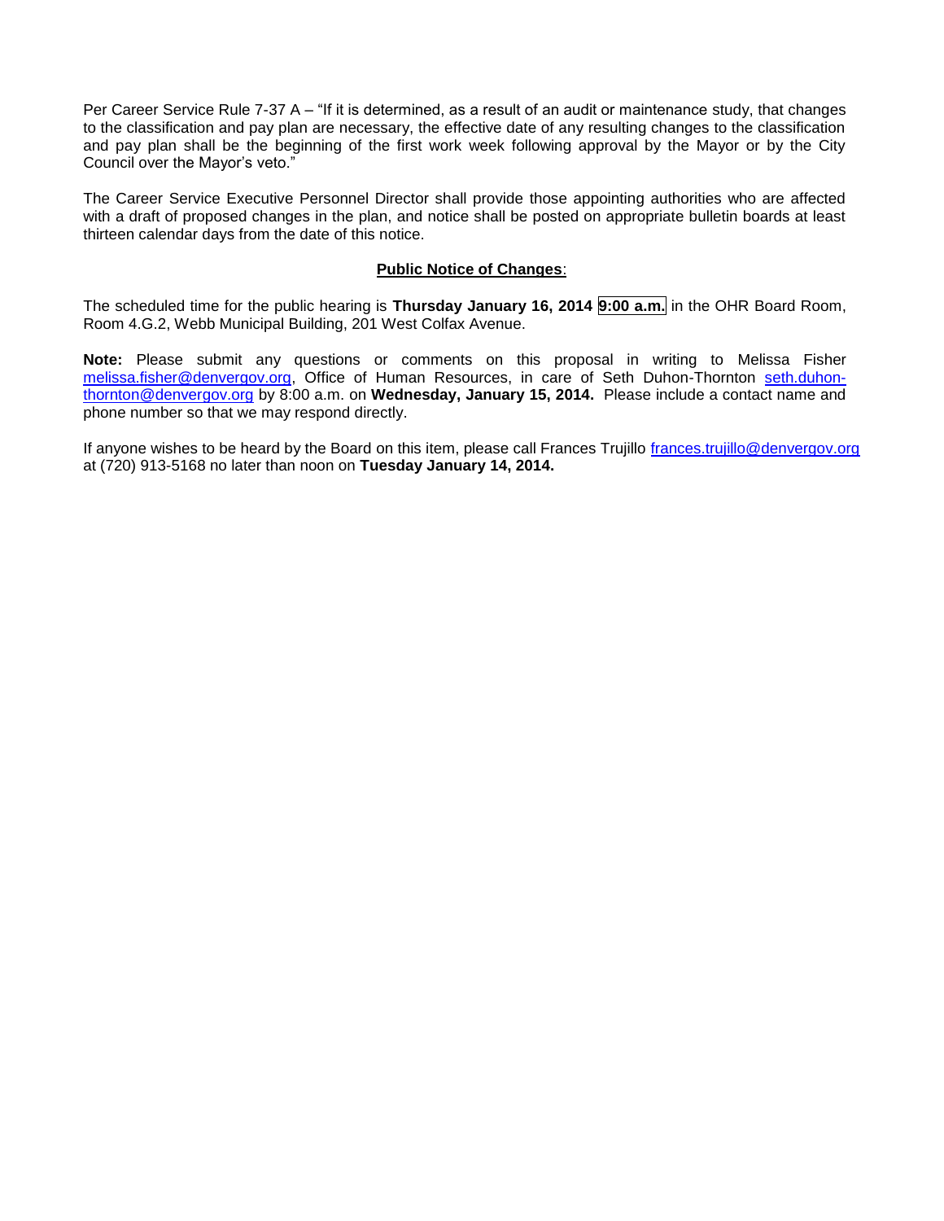Per Career Service Rule 7-37 A – "If it is determined, as a result of an audit or maintenance study, that changes to the classification and pay plan are necessary, the effective date of any resulting changes to the classification and pay plan shall be the beginning of the first work week following approval by the Mayor or by the City Council over the Mayor's veto."

The Career Service Executive Personnel Director shall provide those appointing authorities who are affected with a draft of proposed changes in the plan, and notice shall be posted on appropriate bulletin boards at least thirteen calendar days from the date of this notice.

**Public Notice of Changes**:

The scheduled time for the public hearing is **Thursday January 16, 2014** **9:00 a.m.** in the OHR Board Room, Room 4.G.2, Webb Municipal Building, 201 West Colfax Avenue.

**Note:** Please submit any questions or comments on this proposal in writing to Melissa Fisher melissa.fisher@denvergov.org, Office of Human Resources, in care of Seth Duhon-Thornton seth.duhon-thornton@denvergov.org by 8:00 a.m. on **Wednesday, January 15, 2014.** Please include a contact name and phone number so that we may respond directly.

If anyone wishes to be heard by the Board on this item, please call Frances Trujillo frances.trujillo@denvergov.org at (720) 913-5168 no later than noon on **Tuesday January 14, 2014.**